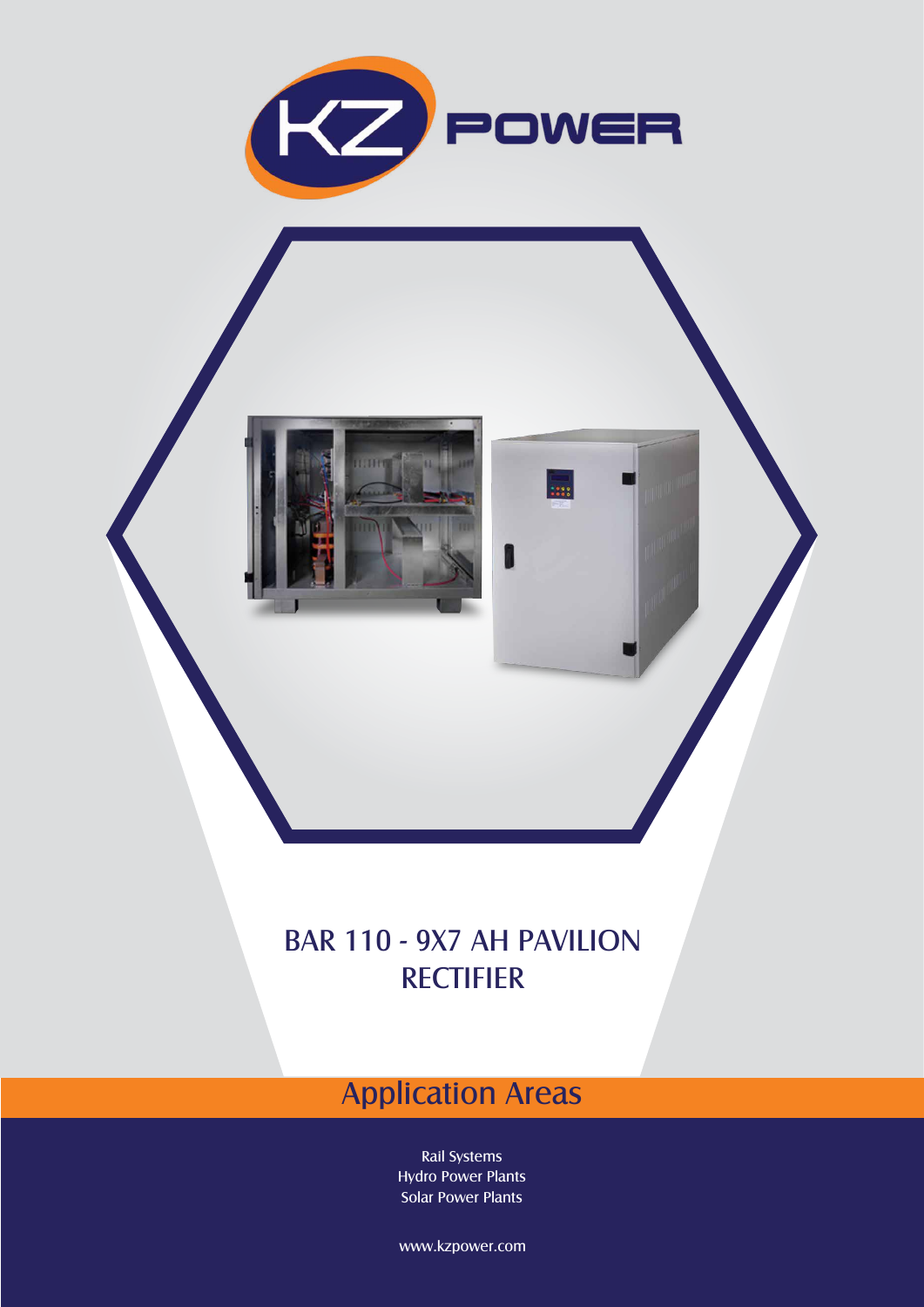KZ POWER

# BAR 110 - 9X7 AH PAVILION RECTIFIER

## Application Areas

Rail Systems
Hydro Power Plants
Solar Power Plants

www.kzpower.com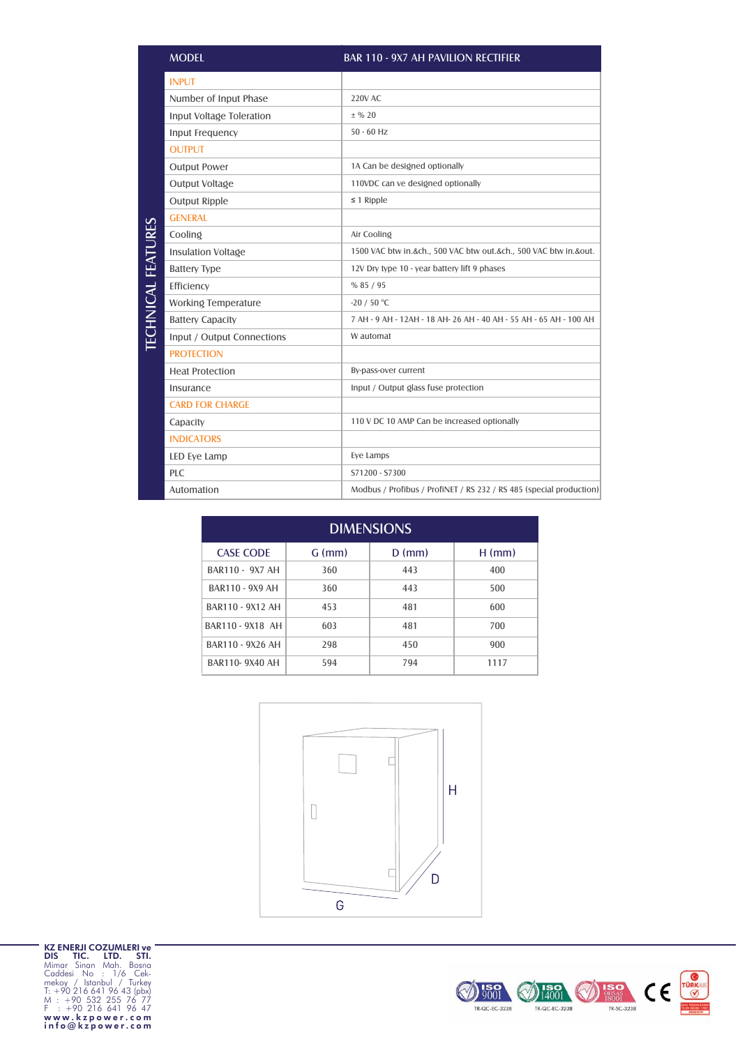| MODEL | BAR 110 - 9X7 AH PAVILION RECTIFIER |
|---|---|
| **TECHNICAL FEATURES** | |
| INPUT | |
| Number of Input Phase | 220V AC |
| Input Voltage Toleration | ± % 20 |
| Input Frequency | 50 - 60 Hz |
| OUTPUT | |
| Output Power | 1A Can be designed optionally |
| Output Voltage | 110VDC can ve designed optionally |
| Output Ripple | ≤ 1 Ripple |
| GENERAL | |
| Cooling | Air Cooling |
| Insulation Voltage | 1500 VAC btw in.&ch., 500 VAC btw out.&ch., 500 VAC btw in.&out. |
| Battery Type | 12V Dry type 10 - year battery lift 9 phases |
| Efficiency | % 85 / 95 |
| Working Temperature | -20 / 50 °C |
| Battery Capacity | 7 AH - 9 AH - 12AH - 18 AH- 26 AH - 40 AH - 55 AH - 65 AH - 100 AH |
| Input / Output Connections | W automat |
| PROTECTION | |
| Heat Protection | By-pass-over current |
| Insurance | Input / Output glass fuse protection |
| CARD FOR CHARGE | |
| Capacity | 110 V DC 10 AMP Can be increased optionally |
| INDICATORS | |
| LED Eye Lamp | Eye Lamps |
| PLC | S71200 - S7300 |
| Automation | Modbus / Profibus / ProfiNET / RS 232 / RS 485 (special production) |

## DIMENSIONS

| CASE CODE | G (mm) | D (mm) | H (mm) |
|---|---|---|---|
| BAR110 - 9X7 AH | 360 | 443 | 400 |
| BAR110 - 9X9 AH | 360 | 443 | 500 |
| BAR110 - 9X12 AH | 453 | 481 | 600 |
| BAR110 - 9X18 AH | 603 | 481 | 700 |
| BAR110 - 9X26 AH | 298 | 450 | 900 |
| BAR110- 9X40 AH | 594 | 794 | 1117 |

H

D

G

**KZ ENERJI COZUMLERI ve DIS TIC. LTD. STI.**
Mimar Sinan Mah. Bosna Caddesi No : 1/6 Cekmekoy / Istanbul / Turkey
T: +90 216 641 96 43 (pbx)
M : +90 532 255 76 77
F : +90 216 641 96 47
www.kzpower.com
info@kzpower.com

ISO 9001 TR-QC-EC-3238 · ISO 14001 TR-QC-EC-3238 · ISO OHSAS 18001 TR-SC-3238 · CE · TÜRKAK